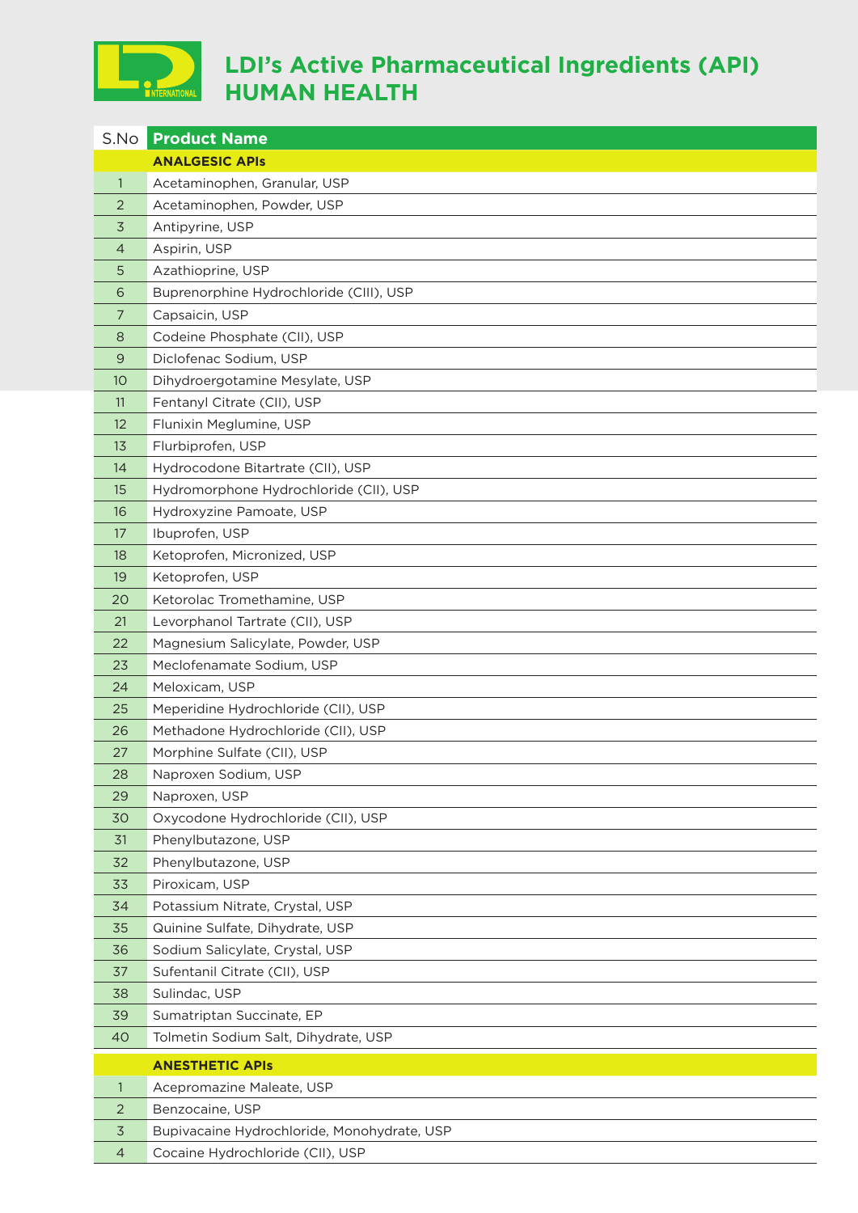# LDI's Active Pharmaceutical Ingredients (API) HUMAN HEALTH

| S.No | Product Name |
|---|---|
| | **ANALGESIC APIs** |
| 1 | Acetaminophen, Granular, USP |
| 2 | Acetaminophen, Powder, USP |
| 3 | Antipyrine, USP |
| 4 | Aspirin, USP |
| 5 | Azathioprine, USP |
| 6 | Buprenorphine Hydrochloride (CIII), USP |
| 7 | Capsaicin, USP |
| 8 | Codeine Phosphate (CII), USP |
| 9 | Diclofenac Sodium, USP |
| 10 | Dihydroergotamine Mesylate, USP |
| 11 | Fentanyl Citrate (CII), USP |
| 12 | Flunixin Meglumine, USP |
| 13 | Flurbiprofen, USP |
| 14 | Hydrocodone Bitartrate (CII), USP |
| 15 | Hydromorphone Hydrochloride (CII), USP |
| 16 | Hydroxyzine Pamoate, USP |
| 17 | Ibuprofen, USP |
| 18 | Ketoprofen, Micronized, USP |
| 19 | Ketoprofen, USP |
| 20 | Ketorolac Tromethamine, USP |
| 21 | Levorphanol Tartrate (CII), USP |
| 22 | Magnesium Salicylate, Powder, USP |
| 23 | Meclofenamate Sodium, USP |
| 24 | Meloxicam, USP |
| 25 | Meperidine Hydrochloride (CII), USP |
| 26 | Methadone Hydrochloride (CII), USP |
| 27 | Morphine Sulfate (CII), USP |
| 28 | Naproxen Sodium, USP |
| 29 | Naproxen, USP |
| 30 | Oxycodone Hydrochloride (CII), USP |
| 31 | Phenylbutazone, USP |
| 32 | Phenylbutazone, USP |
| 33 | Piroxicam, USP |
| 34 | Potassium Nitrate, Crystal, USP |
| 35 | Quinine Sulfate, Dihydrate, USP |
| 36 | Sodium Salicylate, Crystal, USP |
| 37 | Sufentanil Citrate (CII), USP |
| 38 | Sulindac, USP |
| 39 | Sumatriptan Succinate, EP |
| 40 | Tolmetin Sodium Salt, Dihydrate, USP |
| | **ANESTHETIC APIs** |
| 1 | Acepromazine Maleate, USP |
| 2 | Benzocaine, USP |
| 3 | Bupivacaine Hydrochloride, Monohydrate, USP |
| 4 | Cocaine Hydrochloride (CII), USP |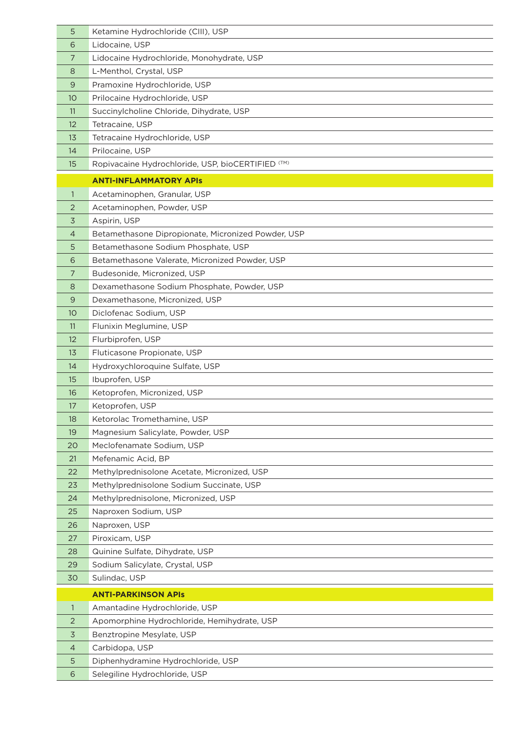| | |
|---|---|
| 5 | Ketamine Hydrochloride (CIII), USP |
| 6 | Lidocaine, USP |
| 7 | Lidocaine Hydrochloride, Monohydrate, USP |
| 8 | L-Menthol, Crystal, USP |
| 9 | Pramoxine Hydrochloride, USP |
| 10 | Prilocaine Hydrochloride, USP |
| 11 | Succinylcholine Chloride, Dihydrate, USP |
| 12 | Tetracaine, USP |
| 13 | Tetracaine Hydrochloride, USP |
| 14 | Prilocaine, USP |
| 15 | Ropivacaine Hydrochloride, USP, bioCERTIFIED (TM) |
| | **ANTI-INFLAMMATORY APIs** |
| 1 | Acetaminophen, Granular, USP |
| 2 | Acetaminophen, Powder, USP |
| 3 | Aspirin, USP |
| 4 | Betamethasone Dipropionate, Micronized Powder, USP |
| 5 | Betamethasone Sodium Phosphate, USP |
| 6 | Betamethasone Valerate, Micronized Powder, USP |
| 7 | Budesonide, Micronized, USP |
| 8 | Dexamethasone Sodium Phosphate, Powder, USP |
| 9 | Dexamethasone, Micronized, USP |
| 10 | Diclofenac Sodium, USP |
| 11 | Flunixin Meglumine, USP |
| 12 | Flurbiprofen, USP |
| 13 | Fluticasone Propionate, USP |
| 14 | Hydroxychloroquine Sulfate, USP |
| 15 | Ibuprofen, USP |
| 16 | Ketoprofen, Micronized, USP |
| 17 | Ketoprofen, USP |
| 18 | Ketorolac Tromethamine, USP |
| 19 | Magnesium Salicylate, Powder, USP |
| 20 | Meclofenamate Sodium, USP |
| 21 | Mefenamic Acid, BP |
| 22 | Methylprednisolone Acetate, Micronized, USP |
| 23 | Methylprednisolone Sodium Succinate, USP |
| 24 | Methylprednisolone, Micronized, USP |
| 25 | Naproxen Sodium, USP |
| 26 | Naproxen, USP |
| 27 | Piroxicam, USP |
| 28 | Quinine Sulfate, Dihydrate, USP |
| 29 | Sodium Salicylate, Crystal, USP |
| 30 | Sulindac, USP |
| | **ANTI-PARKINSON APIs** |
| 1 | Amantadine Hydrochloride, USP |
| 2 | Apomorphine Hydrochloride, Hemihydrate, USP |
| 3 | Benztropine Mesylate, USP |
| 4 | Carbidopa, USP |
| 5 | Diphenhydramine Hydrochloride, USP |
| 6 | Selegiline Hydrochloride, USP |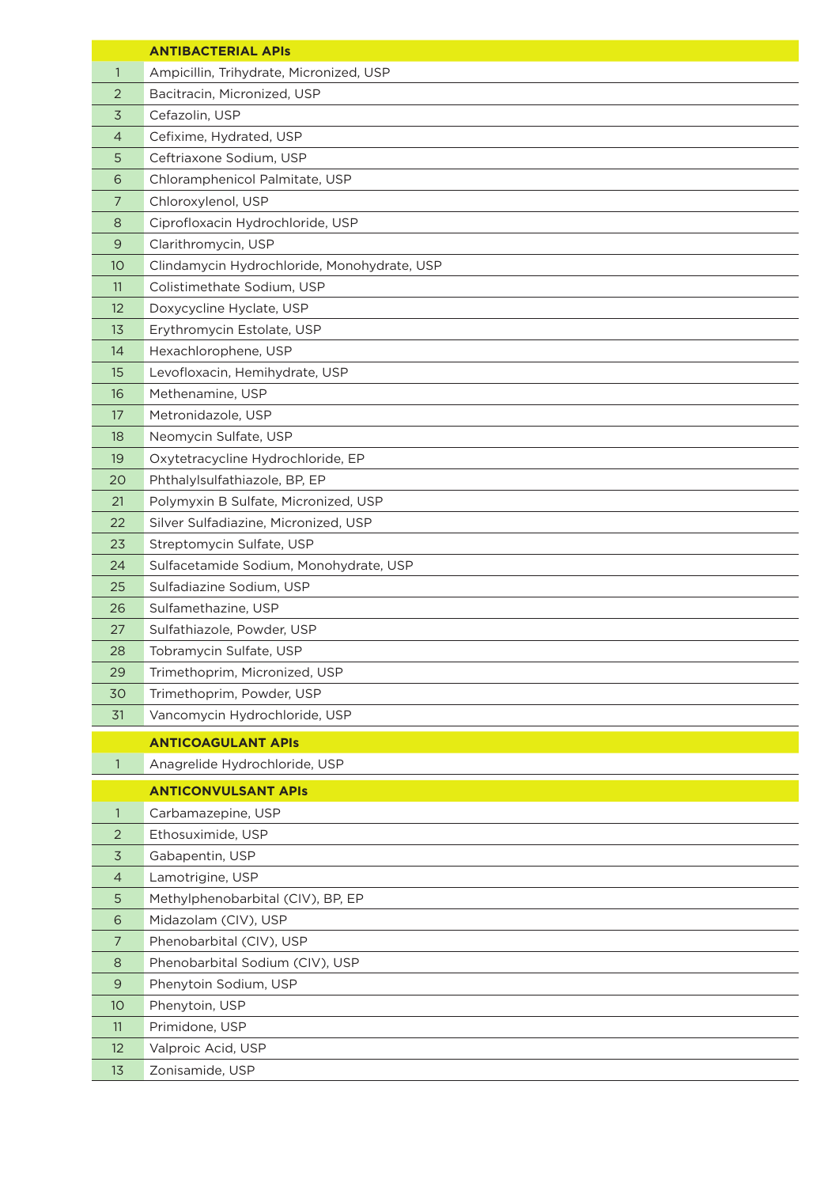| | ANTIBACTERIAL APIs |
|---|---|
| 1 | Ampicillin, Trihydrate, Micronized, USP |
| 2 | Bacitracin, Micronized, USP |
| 3 | Cefazolin, USP |
| 4 | Cefixime, Hydrated, USP |
| 5 | Ceftriaxone Sodium, USP |
| 6 | Chloramphenicol Palmitate, USP |
| 7 | Chloroxylenol, USP |
| 8 | Ciprofloxacin Hydrochloride, USP |
| 9 | Clarithromycin, USP |
| 10 | Clindamycin Hydrochloride, Monohydrate, USP |
| 11 | Colistimethate Sodium, USP |
| 12 | Doxycycline Hyclate, USP |
| 13 | Erythromycin Estolate, USP |
| 14 | Hexachlorophene, USP |
| 15 | Levofloxacin, Hemihydrate, USP |
| 16 | Methenamine, USP |
| 17 | Metronidazole, USP |
| 18 | Neomycin Sulfate, USP |
| 19 | Oxytetracycline Hydrochloride, EP |
| 20 | Phthalylsulfathiazole, BP, EP |
| 21 | Polymyxin B Sulfate, Micronized, USP |
| 22 | Silver Sulfadiazine, Micronized, USP |
| 23 | Streptomycin Sulfate, USP |
| 24 | Sulfacetamide Sodium, Monohydrate, USP |
| 25 | Sulfadiazine Sodium, USP |
| 26 | Sulfamethazine, USP |
| 27 | Sulfathiazole, Powder, USP |
| 28 | Tobramycin Sulfate, USP |
| 29 | Trimethoprim, Micronized, USP |
| 30 | Trimethoprim, Powder, USP |
| 31 | Vancomycin Hydrochloride, USP |

| | ANTICOAGULANT APIs |
|---|---|
| 1 | Anagrelide Hydrochloride, USP |

| | ANTICONVULSANT APIs |
|---|---|
| 1 | Carbamazepine, USP |
| 2 | Ethosuximide, USP |
| 3 | Gabapentin, USP |
| 4 | Lamotrigine, USP |
| 5 | Methylphenobarbital (CIV), BP, EP |
| 6 | Midazolam (CIV), USP |
| 7 | Phenobarbital (CIV), USP |
| 8 | Phenobarbital Sodium (CIV), USP |
| 9 | Phenytoin Sodium, USP |
| 10 | Phenytoin, USP |
| 11 | Primidone, USP |
| 12 | Valproic Acid, USP |
| 13 | Zonisamide, USP |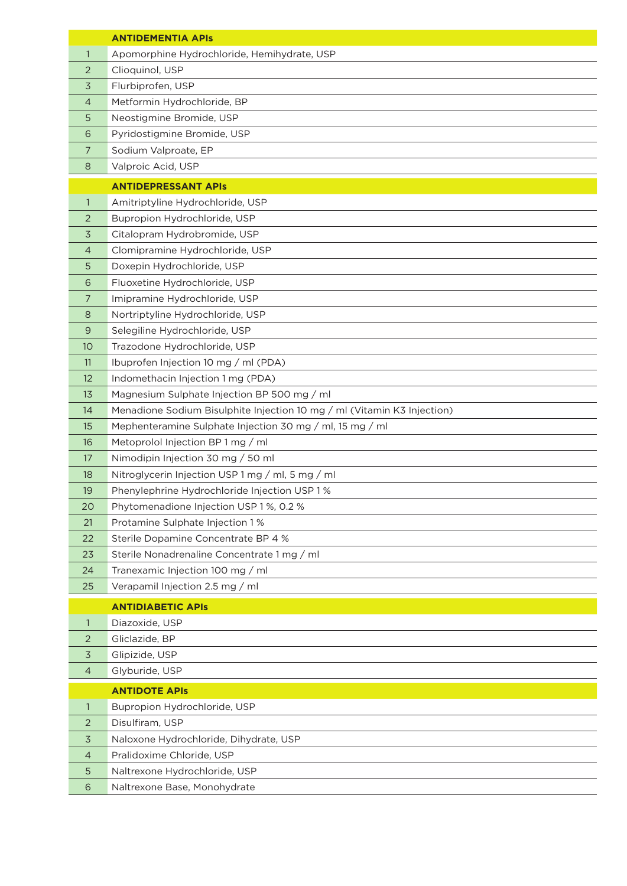| | ANTIDEMENTIA APIs |
|---|---|
| 1 | Apomorphine Hydrochloride, Hemihydrate, USP |
| 2 | Clioquinol, USP |
| 3 | Flurbiprofen, USP |
| 4 | Metformin Hydrochloride, BP |
| 5 | Neostigmine Bromide, USP |
| 6 | Pyridostigmine Bromide, USP |
| 7 | Sodium Valproate, EP |
| 8 | Valproic Acid, USP |

| | ANTIDEPRESSANT APIs |
|---|---|
| 1 | Amitriptyline Hydrochloride, USP |
| 2 | Bupropion Hydrochloride, USP |
| 3 | Citalopram Hydrobromide, USP |
| 4 | Clomipramine Hydrochloride, USP |
| 5 | Doxepin Hydrochloride, USP |
| 6 | Fluoxetine Hydrochloride, USP |
| 7 | Imipramine Hydrochloride, USP |
| 8 | Nortriptyline Hydrochloride, USP |
| 9 | Selegiline Hydrochloride, USP |
| 10 | Trazodone Hydrochloride, USP |
| 11 | Ibuprofen Injection 10 mg / ml (PDA) |
| 12 | Indomethacin Injection 1 mg (PDA) |
| 13 | Magnesium Sulphate Injection BP 500 mg / ml |
| 14 | Menadione Sodium Bisulphite Injection 10 mg / ml (Vitamin K3 Injection) |
| 15 | Mephenteramine Sulphate Injection 30 mg / ml, 15 mg / ml |
| 16 | Metoprolol Injection BP 1 mg / ml |
| 17 | Nimodipin Injection 30 mg / 50 ml |
| 18 | Nitroglycerin Injection USP 1 mg / ml, 5 mg / ml |
| 19 | Phenylephrine Hydrochloride Injection USP 1 % |
| 20 | Phytomenadione Injection USP 1 %, 0.2 % |
| 21 | Protamine Sulphate Injection 1 % |
| 22 | Sterile Dopamine Concentrate BP 4 % |
| 23 | Sterile Nonadrenaline Concentrate 1 mg / ml |
| 24 | Tranexamic Injection 100 mg / ml |
| 25 | Verapamil Injection 2.5 mg / ml |

| | ANTIDIABETIC APIs |
|---|---|
| 1 | Diazoxide, USP |
| 2 | Gliclazide, BP |
| 3 | Glipizide, USP |
| 4 | Glyburide, USP |

| | ANTIDOTE APIs |
|---|---|
| 1 | Bupropion Hydrochloride, USP |
| 2 | Disulfiram, USP |
| 3 | Naloxone Hydrochloride, Dihydrate, USP |
| 4 | Pralidoxime Chloride, USP |
| 5 | Naltrexone Hydrochloride, USP |
| 6 | Naltrexone Base, Monohydrate |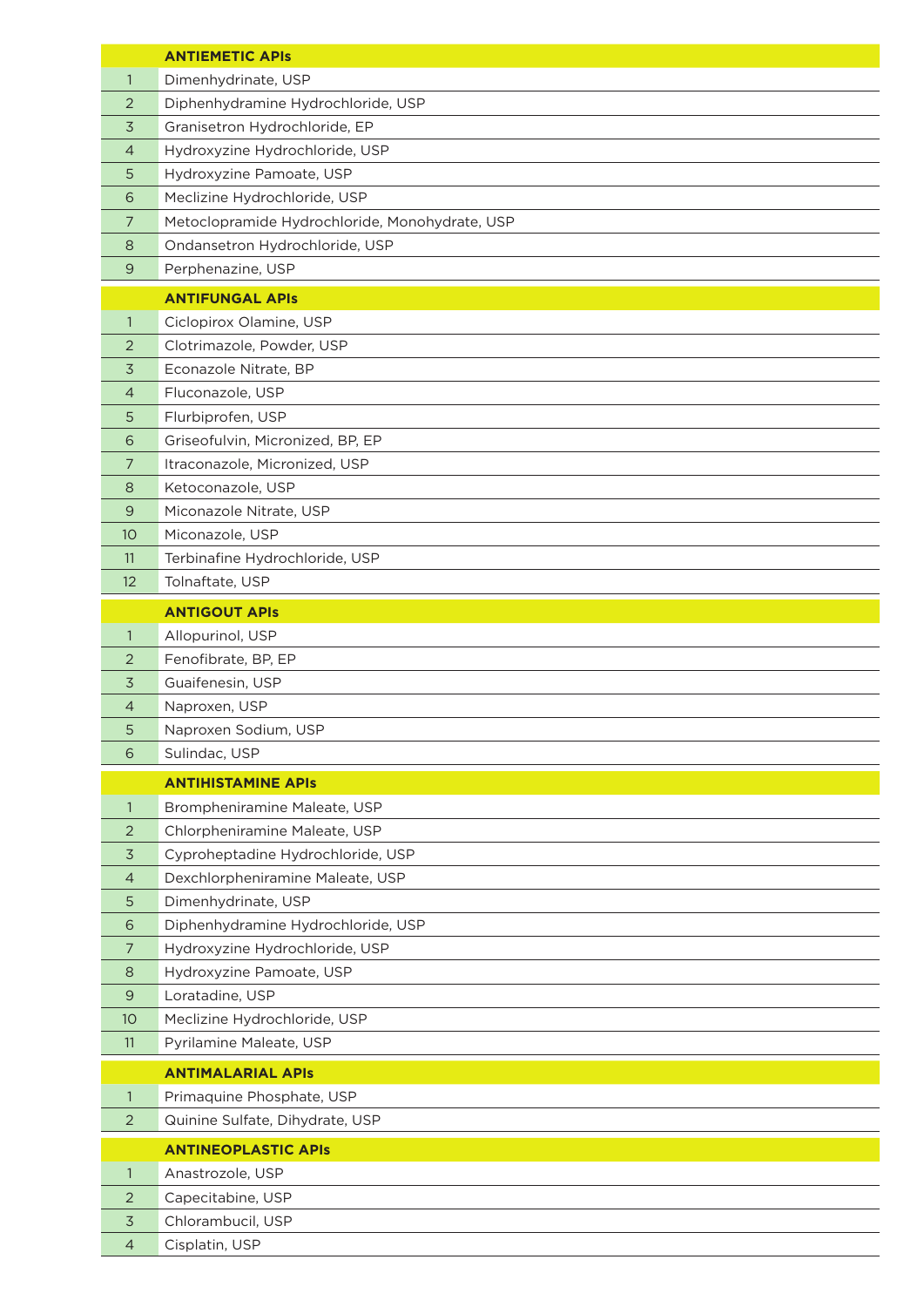| | ANTIEMETIC APIs |
|---|---|
| 1 | Dimenhydrinate, USP |
| 2 | Diphenhydramine Hydrochloride, USP |
| 3 | Granisetron Hydrochloride, EP |
| 4 | Hydroxyzine Hydrochloride, USP |
| 5 | Hydroxyzine Pamoate, USP |
| 6 | Meclizine Hydrochloride, USP |
| 7 | Metoclopramide Hydrochloride, Monohydrate, USP |
| 8 | Ondansetron Hydrochloride, USP |
| 9 | Perphenazine, USP |

| | ANTIFUNGAL APIs |
|---|---|
| 1 | Ciclopirox Olamine, USP |
| 2 | Clotrimazole, Powder, USP |
| 3 | Econazole Nitrate, BP |
| 4 | Fluconazole, USP |
| 5 | Flurbiprofen, USP |
| 6 | Griseofulvin, Micronized, BP, EP |
| 7 | Itraconazole, Micronized, USP |
| 8 | Ketoconazole, USP |
| 9 | Miconazole Nitrate, USP |
| 10 | Miconazole, USP |
| 11 | Terbinafine Hydrochloride, USP |
| 12 | Tolnaftate, USP |

| | ANTIGOUT APIs |
|---|---|
| 1 | Allopurinol, USP |
| 2 | Fenofibrate, BP, EP |
| 3 | Guaifenesin, USP |
| 4 | Naproxen, USP |
| 5 | Naproxen Sodium, USP |
| 6 | Sulindac, USP |

| | ANTIHISTAMINE APIs |
|---|---|
| 1 | Brompheniramine Maleate, USP |
| 2 | Chlorpheniramine Maleate, USP |
| 3 | Cyproheptadine Hydrochloride, USP |
| 4 | Dexchlorpheniramine Maleate, USP |
| 5 | Dimenhydrinate, USP |
| 6 | Diphenhydramine Hydrochloride, USP |
| 7 | Hydroxyzine Hydrochloride, USP |
| 8 | Hydroxyzine Pamoate, USP |
| 9 | Loratadine, USP |
| 10 | Meclizine Hydrochloride, USP |
| 11 | Pyrilamine Maleate, USP |

| | ANTIMALARIAL APIs |
|---|---|
| 1 | Primaquine Phosphate, USP |
| 2 | Quinine Sulfate, Dihydrate, USP |

| | ANTINEOPLASTIC APIs |
|---|---|
| 1 | Anastrozole, USP |
| 2 | Capecitabine, USP |
| 3 | Chlorambucil, USP |
| 4 | Cisplatin, USP |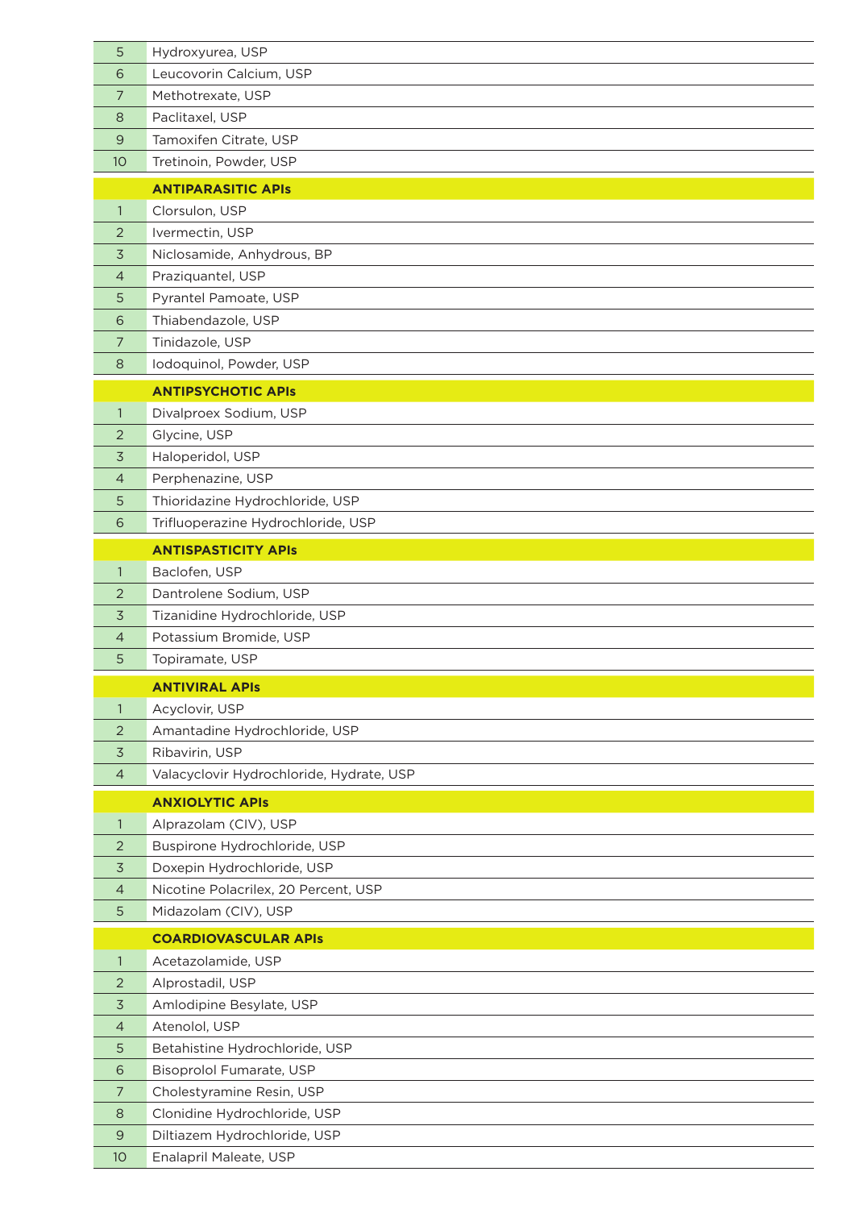| | |
|---|---|
| 5 | Hydroxyurea, USP |
| 6 | Leucovorin Calcium, USP |
| 7 | Methotrexate, USP |
| 8 | Paclitaxel, USP |
| 9 | Tamoxifen Citrate, USP |
| 10 | Tretinoin, Powder, USP |
| | **ANTIPARASITIC APIs** |
| 1 | Clorsulon, USP |
| 2 | Ivermectin, USP |
| 3 | Niclosamide, Anhydrous, BP |
| 4 | Praziquantel, USP |
| 5 | Pyrantel Pamoate, USP |
| 6 | Thiabendazole, USP |
| 7 | Tinidazole, USP |
| 8 | Iodoquinol, Powder, USP |
| | **ANTIPSYCHOTIC APIs** |
| 1 | Divalproex Sodium, USP |
| 2 | Glycine, USP |
| 3 | Haloperidol, USP |
| 4 | Perphenazine, USP |
| 5 | Thioridazine Hydrochloride, USP |
| 6 | Trifluoperazine Hydrochloride, USP |
| | **ANTISPASTICITY APIs** |
| 1 | Baclofen, USP |
| 2 | Dantrolene Sodium, USP |
| 3 | Tizanidine Hydrochloride, USP |
| 4 | Potassium Bromide, USP |
| 5 | Topiramate, USP |
| | **ANTIVIRAL APIs** |
| 1 | Acyclovir, USP |
| 2 | Amantadine Hydrochloride, USP |
| 3 | Ribavirin, USP |
| 4 | Valacyclovir Hydrochloride, Hydrate, USP |
| | **ANXIOLYTIC APIs** |
| 1 | Alprazolam (CIV), USP |
| 2 | Buspirone Hydrochloride, USP |
| 3 | Doxepin Hydrochloride, USP |
| 4 | Nicotine Polacrilex, 20 Percent, USP |
| 5 | Midazolam (CIV), USP |
| | **COARDIOVASCULAR APIs** |
| 1 | Acetazolamide, USP |
| 2 | Alprostadil, USP |
| 3 | Amlodipine Besylate, USP |
| 4 | Atenolol, USP |
| 5 | Betahistine Hydrochloride, USP |
| 6 | Bisoprolol Fumarate, USP |
| 7 | Cholestyramine Resin, USP |
| 8 | Clonidine Hydrochloride, USP |
| 9 | Diltiazem Hydrochloride, USP |
| 10 | Enalapril Maleate, USP |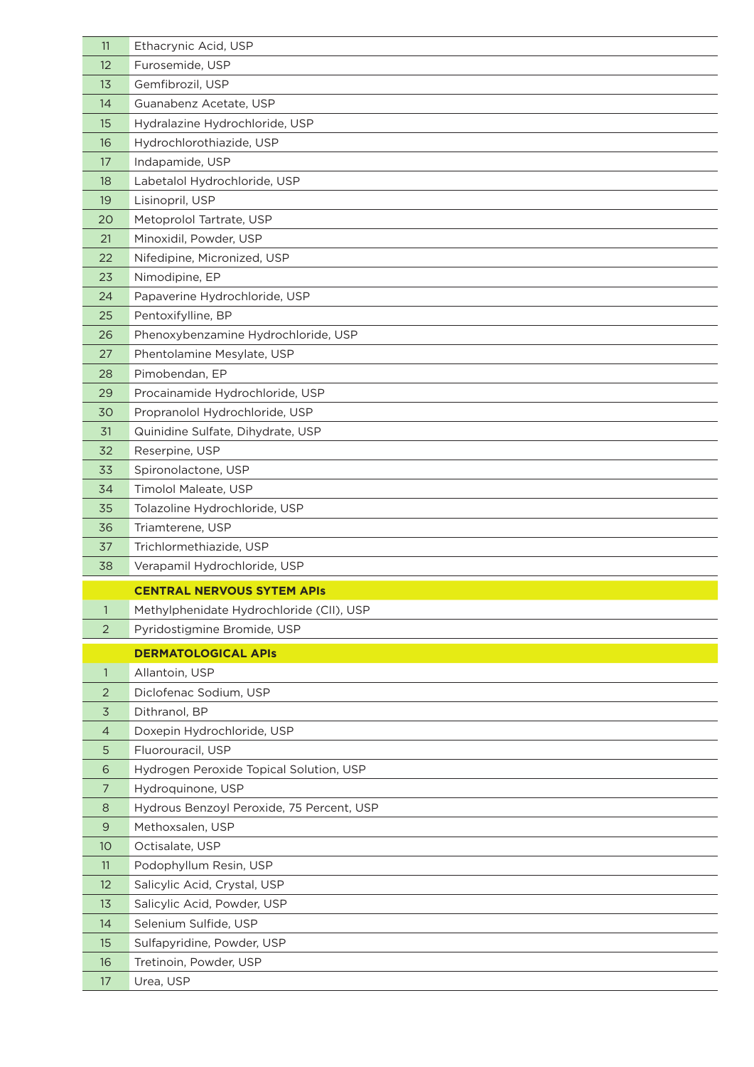| | |
|---|---|
| 11 | Ethacrynic Acid, USP |
| 12 | Furosemide, USP |
| 13 | Gemfibrozil, USP |
| 14 | Guanabenz Acetate, USP |
| 15 | Hydralazine Hydrochloride, USP |
| 16 | Hydrochlorothiazide, USP |
| 17 | Indapamide, USP |
| 18 | Labetalol Hydrochloride, USP |
| 19 | Lisinopril, USP |
| 20 | Metoprolol Tartrate, USP |
| 21 | Minoxidil, Powder, USP |
| 22 | Nifedipine, Micronized, USP |
| 23 | Nimodipine, EP |
| 24 | Papaverine Hydrochloride, USP |
| 25 | Pentoxifylline, BP |
| 26 | Phenoxybenzamine Hydrochloride, USP |
| 27 | Phentolamine Mesylate, USP |
| 28 | Pimobendan, EP |
| 29 | Procainamide Hydrochloride, USP |
| 30 | Propranolol Hydrochloride, USP |
| 31 | Quinidine Sulfate, Dihydrate, USP |
| 32 | Reserpine, USP |
| 33 | Spironolactone, USP |
| 34 | Timolol Maleate, USP |
| 35 | Tolazoline Hydrochloride, USP |
| 36 | Triamterene, USP |
| 37 | Trichlormethiazide, USP |
| 38 | Verapamil Hydrochloride, USP |

| | **CENTRAL NERVOUS SYTEM APIs** |
|---|---|
| 1 | Methylphenidate Hydrochloride (CII), USP |
| 2 | Pyridostigmine Bromide, USP |

| | **DERMATOLOGICAL APIs** |
|---|---|
| 1 | Allantoin, USP |
| 2 | Diclofenac Sodium, USP |
| 3 | Dithranol, BP |
| 4 | Doxepin Hydrochloride, USP |
| 5 | Fluorouracil, USP |
| 6 | Hydrogen Peroxide Topical Solution, USP |
| 7 | Hydroquinone, USP |
| 8 | Hydrous Benzoyl Peroxide, 75 Percent, USP |
| 9 | Methoxsalen, USP |
| 10 | Octisalate, USP |
| 11 | Podophyllum Resin, USP |
| 12 | Salicylic Acid, Crystal, USP |
| 13 | Salicylic Acid, Powder, USP |
| 14 | Selenium Sulfide, USP |
| 15 | Sulfapyridine, Powder, USP |
| 16 | Tretinoin, Powder, USP |
| 17 | Urea, USP |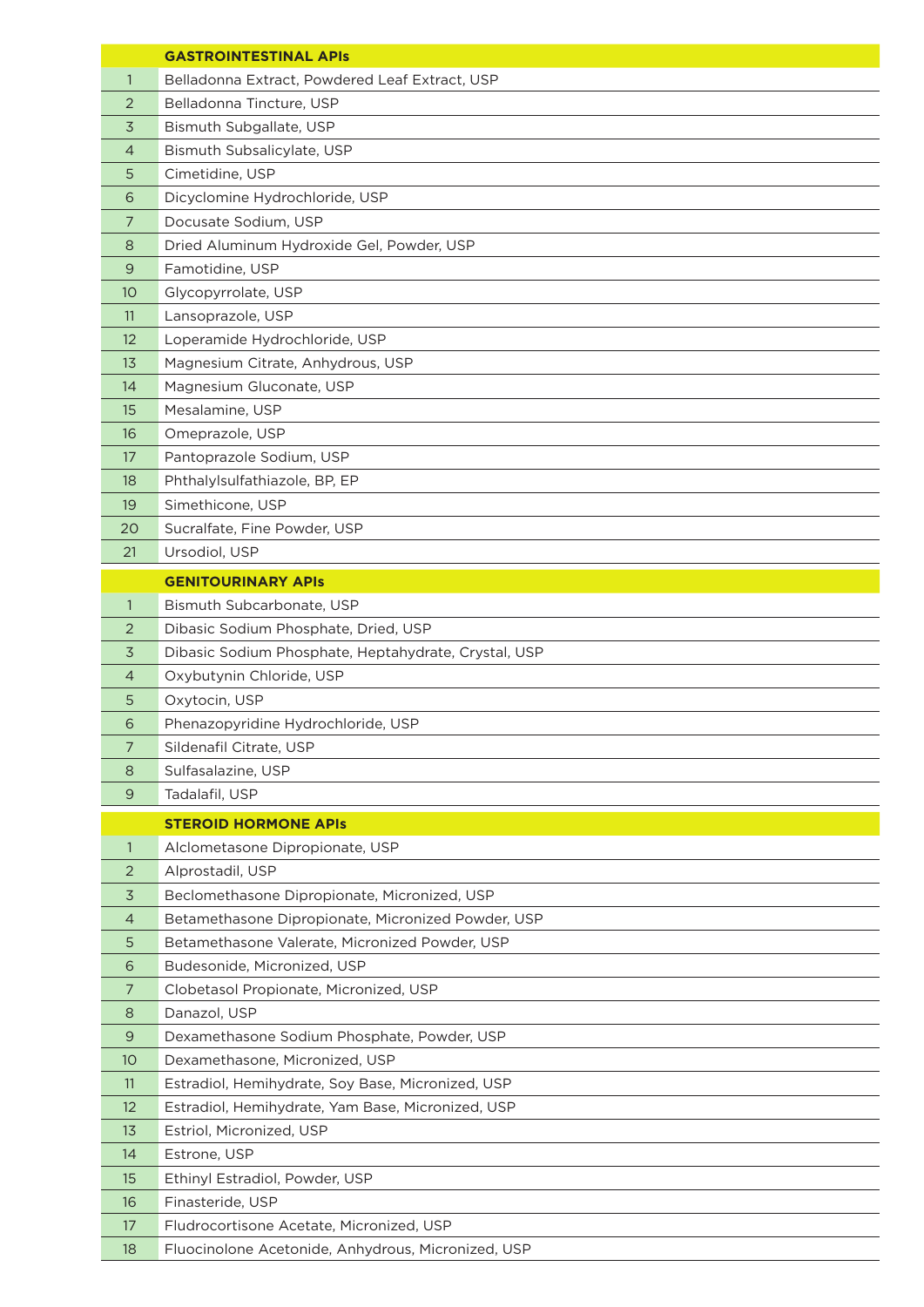| | GASTROINTESTINAL APIs |
|---|---|
| 1 | Belladonna Extract, Powdered Leaf Extract, USP |
| 2 | Belladonna Tincture, USP |
| 3 | Bismuth Subgallate, USP |
| 4 | Bismuth Subsalicylate, USP |
| 5 | Cimetidine, USP |
| 6 | Dicyclomine Hydrochloride, USP |
| 7 | Docusate Sodium, USP |
| 8 | Dried Aluminum Hydroxide Gel, Powder, USP |
| 9 | Famotidine, USP |
| 10 | Glycopyrrolate, USP |
| 11 | Lansoprazole, USP |
| 12 | Loperamide Hydrochloride, USP |
| 13 | Magnesium Citrate, Anhydrous, USP |
| 14 | Magnesium Gluconate, USP |
| 15 | Mesalamine, USP |
| 16 | Omeprazole, USP |
| 17 | Pantoprazole Sodium, USP |
| 18 | Phthalylsulfathiazole, BP, EP |
| 19 | Simethicone, USP |
| 20 | Sucralfate, Fine Powder, USP |
| 21 | Ursodiol, USP |

| | GENITOURINARY APIs |
|---|---|
| 1 | Bismuth Subcarbonate, USP |
| 2 | Dibasic Sodium Phosphate, Dried, USP |
| 3 | Dibasic Sodium Phosphate, Heptahydrate, Crystal, USP |
| 4 | Oxybutynin Chloride, USP |
| 5 | Oxytocin, USP |
| 6 | Phenazopyridine Hydrochloride, USP |
| 7 | Sildenafil Citrate, USP |
| 8 | Sulfasalazine, USP |
| 9 | Tadalafil, USP |

| | STEROID HORMONE APIs |
|---|---|
| 1 | Alclometasone Dipropionate, USP |
| 2 | Alprostadil, USP |
| 3 | Beclomethasone Dipropionate, Micronized, USP |
| 4 | Betamethasone Dipropionate, Micronized Powder, USP |
| 5 | Betamethasone Valerate, Micronized Powder, USP |
| 6 | Budesonide, Micronized, USP |
| 7 | Clobetasol Propionate, Micronized, USP |
| 8 | Danazol, USP |
| 9 | Dexamethasone Sodium Phosphate, Powder, USP |
| 10 | Dexamethasone, Micronized, USP |
| 11 | Estradiol, Hemihydrate, Soy Base, Micronized, USP |
| 12 | Estradiol, Hemihydrate, Yam Base, Micronized, USP |
| 13 | Estriol, Micronized, USP |
| 14 | Estrone, USP |
| 15 | Ethinyl Estradiol, Powder, USP |
| 16 | Finasteride, USP |
| 17 | Fludrocortisone Acetate, Micronized, USP |
| 18 | Fluocinolone Acetonide, Anhydrous, Micronized, USP |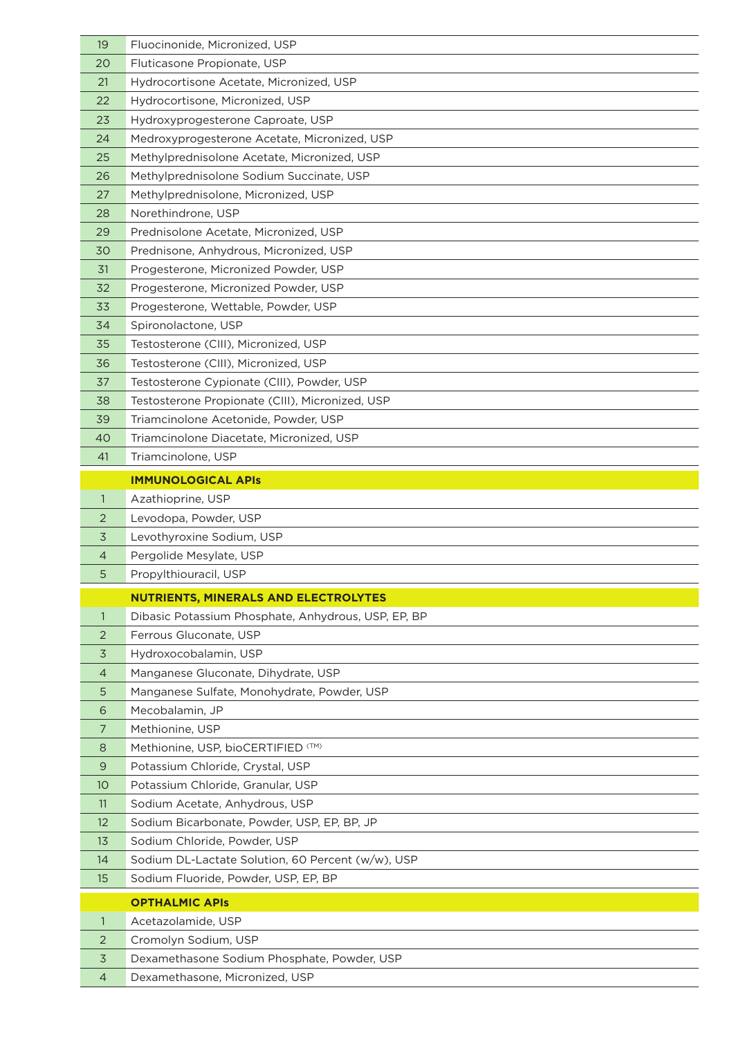| | |
|---|---|
| 19 | Fluocinonide, Micronized, USP |
| 20 | Fluticasone Propionate, USP |
| 21 | Hydrocortisone Acetate, Micronized, USP |
| 22 | Hydrocortisone, Micronized, USP |
| 23 | Hydroxyprogesterone Caproate, USP |
| 24 | Medroxyprogesterone Acetate, Micronized, USP |
| 25 | Methylprednisolone Acetate, Micronized, USP |
| 26 | Methylprednisolone Sodium Succinate, USP |
| 27 | Methylprednisolone, Micronized, USP |
| 28 | Norethindrone, USP |
| 29 | Prednisolone Acetate, Micronized, USP |
| 30 | Prednisone, Anhydrous, Micronized, USP |
| 31 | Progesterone, Micronized Powder, USP |
| 32 | Progesterone, Micronized Powder, USP |
| 33 | Progesterone, Wettable, Powder, USP |
| 34 | Spironolactone, USP |
| 35 | Testosterone (CIII), Micronized, USP |
| 36 | Testosterone (CIII), Micronized, USP |
| 37 | Testosterone Cypionate (CIII), Powder, USP |
| 38 | Testosterone Propionate (CIII), Micronized, USP |
| 39 | Triamcinolone Acetonide, Powder, USP |
| 40 | Triamcinolone Diacetate, Micronized, USP |
| 41 | Triamcinolone, USP |
| | **IMMUNOLOGICAL APIs** |
| 1 | Azathioprine, USP |
| 2 | Levodopa, Powder, USP |
| 3 | Levothyroxine Sodium, USP |
| 4 | Pergolide Mesylate, USP |
| 5 | Propylthiouracil, USP |
| | **NUTRIENTS, MINERALS AND ELECTROLYTES** |
| 1 | Dibasic Potassium Phosphate, Anhydrous, USP, EP, BP |
| 2 | Ferrous Gluconate, USP |
| 3 | Hydroxocobalamin, USP |
| 4 | Manganese Gluconate, Dihydrate, USP |
| 5 | Manganese Sulfate, Monohydrate, Powder, USP |
| 6 | Mecobalamin, JP |
| 7 | Methionine, USP |
| 8 | Methionine, USP, bioCERTIFIED (TM) |
| 9 | Potassium Chloride, Crystal, USP |
| 10 | Potassium Chloride, Granular, USP |
| 11 | Sodium Acetate, Anhydrous, USP |
| 12 | Sodium Bicarbonate, Powder, USP, EP, BP, JP |
| 13 | Sodium Chloride, Powder, USP |
| 14 | Sodium DL-Lactate Solution, 60 Percent (w/w), USP |
| 15 | Sodium Fluoride, Powder, USP, EP, BP |
| | **OPTHALMIC APIs** |
| 1 | Acetazolamide, USP |
| 2 | Cromolyn Sodium, USP |
| 3 | Dexamethasone Sodium Phosphate, Powder, USP |
| 4 | Dexamethasone, Micronized, USP |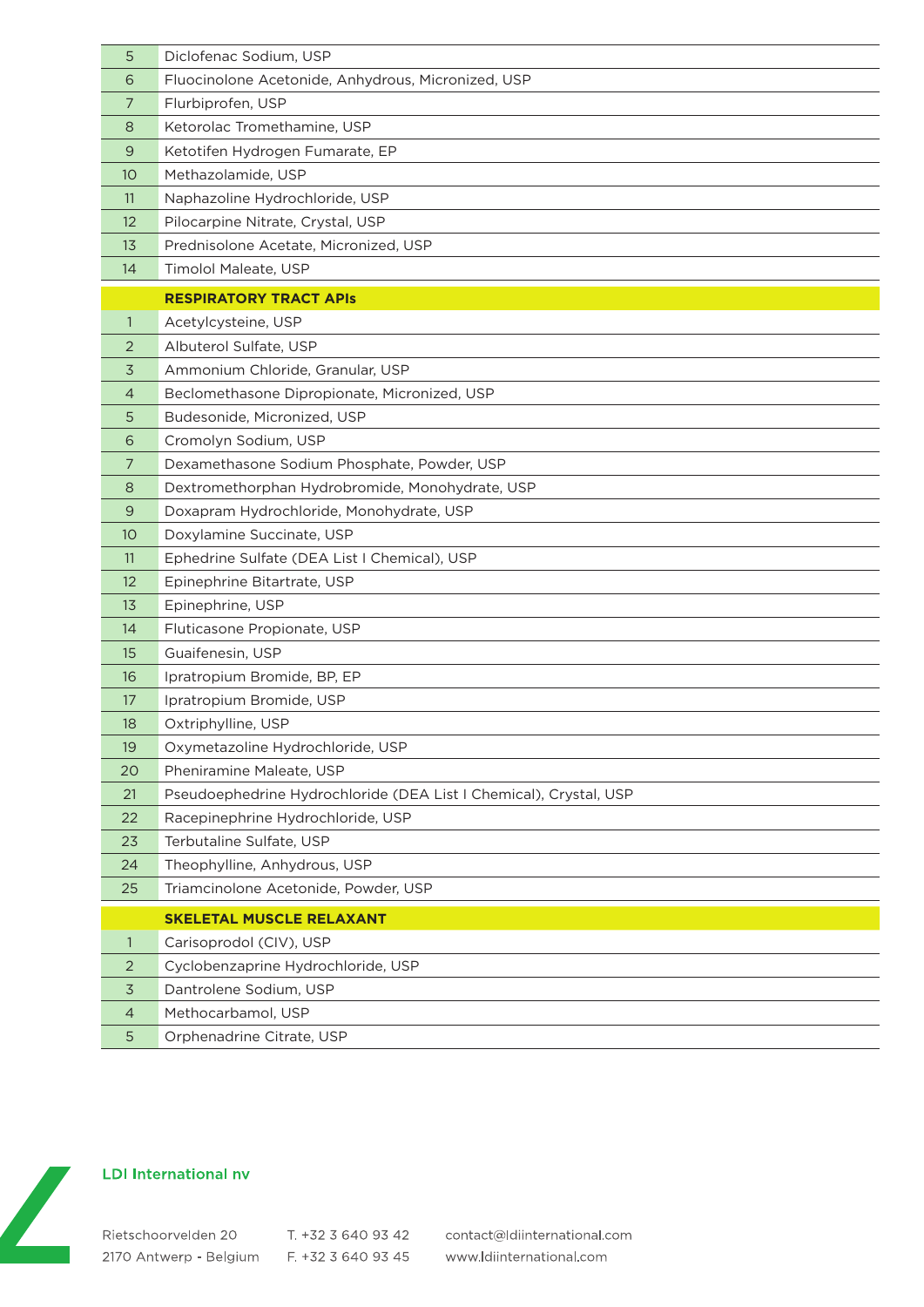| | |
|---|---|
| 5 | Diclofenac Sodium, USP |
| 6 | Fluocinolone Acetonide, Anhydrous, Micronized, USP |
| 7 | Flurbiprofen, USP |
| 8 | Ketorolac Tromethamine, USP |
| 9 | Ketotifen Hydrogen Fumarate, EP |
| 10 | Methazolamide, USP |
| 11 | Naphazoline Hydrochloride, USP |
| 12 | Pilocarpine Nitrate, Crystal, USP |
| 13 | Prednisolone Acetate, Micronized, USP |
| 14 | Timolol Maleate, USP |
| | **RESPIRATORY TRACT APIs** |
| 1 | Acetylcysteine, USP |
| 2 | Albuterol Sulfate, USP |
| 3 | Ammonium Chloride, Granular, USP |
| 4 | Beclomethasone Dipropionate, Micronized, USP |
| 5 | Budesonide, Micronized, USP |
| 6 | Cromolyn Sodium, USP |
| 7 | Dexamethasone Sodium Phosphate, Powder, USP |
| 8 | Dextromethorphan Hydrobromide, Monohydrate, USP |
| 9 | Doxapram Hydrochloride, Monohydrate, USP |
| 10 | Doxylamine Succinate, USP |
| 11 | Ephedrine Sulfate (DEA List I Chemical), USP |
| 12 | Epinephrine Bitartrate, USP |
| 13 | Epinephrine, USP |
| 14 | Fluticasone Propionate, USP |
| 15 | Guaifenesin, USP |
| 16 | Ipratropium Bromide, BP, EP |
| 17 | Ipratropium Bromide, USP |
| 18 | Oxtriphylline, USP |
| 19 | Oxymetazoline Hydrochloride, USP |
| 20 | Pheniramine Maleate, USP |
| 21 | Pseudoephedrine Hydrochloride (DEA List I Chemical), Crystal, USP |
| 22 | Racepinephrine Hydrochloride, USP |
| 23 | Terbutaline Sulfate, USP |
| 24 | Theophylline, Anhydrous, USP |
| 25 | Triamcinolone Acetonide, Powder, USP |
| | **SKELETAL MUSCLE RELAXANT** |
| 1 | Carisoprodol (CIV), USP |
| 2 | Cyclobenzaprine Hydrochloride, USP |
| 3 | Dantrolene Sodium, USP |
| 4 | Methocarbamol, USP |
| 5 | Orphenadrine Citrate, USP |

**LDI International nv**

Rietschoorvelden 20
2170 Antwerp - Belgium

T. +32 3 640 93 42
F. +32 3 640 93 45

contact@ldiinternational.com
www.ldiinternational.com